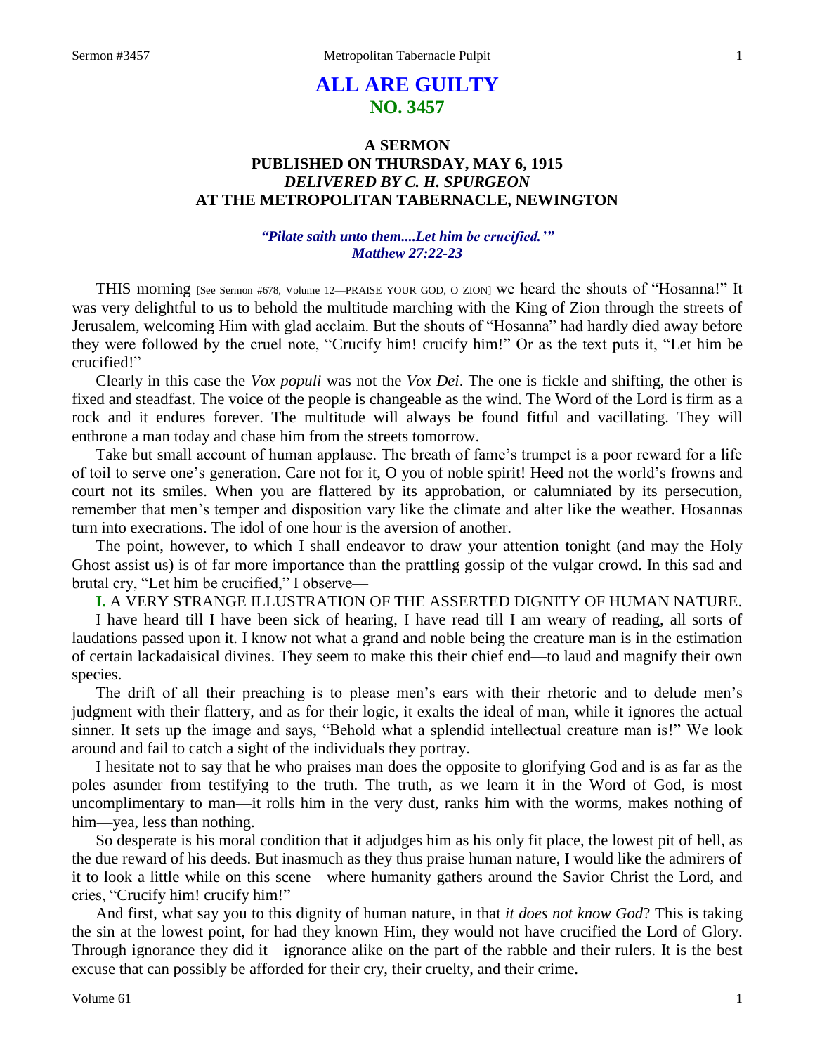# ALL ARE GUILTY
## NO. 3457

### A SERMON
### PUBLISHED ON THURSDAY, MAY 6, 1915
### *DELIVERED BY C. H. SPURGEON*
### AT THE METROPOLITAN TABERNACLE, NEWINGTON

***"Pilate saith unto them....Let him be crucified.'"***
***Matthew 27:22-23***

THIS morning [See Sermon #678, Volume 12—PRAISE YOUR GOD, O ZION] we heard the shouts of "Hosanna!" It was very delightful to us to behold the multitude marching with the King of Zion through the streets of Jerusalem, welcoming Him with glad acclaim. But the shouts of "Hosanna" had hardly died away before they were followed by the cruel note, "Crucify him! crucify him!" Or as the text puts it, "Let him be crucified!"

Clearly in this case the *Vox populi* was not the *Vox Dei*. The one is fickle and shifting, the other is fixed and steadfast. The voice of the people is changeable as the wind. The Word of the Lord is firm as a rock and it endures forever. The multitude will always be found fitful and vacillating. They will enthrone a man today and chase him from the streets tomorrow.

Take but small account of human applause. The breath of fame's trumpet is a poor reward for a life of toil to serve one's generation. Care not for it, O you of noble spirit! Heed not the world's frowns and court not its smiles. When you are flattered by its approbation, or calumniated by its persecution, remember that men's temper and disposition vary like the climate and alter like the weather. Hosannas turn into execrations. The idol of one hour is the aversion of another.

The point, however, to which I shall endeavor to draw your attention tonight (and may the Holy Ghost assist us) is of far more importance than the prattling gossip of the vulgar crowd. In this sad and brutal cry, "Let him be crucified," I observe—

**I.** A VERY STRANGE ILLUSTRATION OF THE ASSERTED DIGNITY OF HUMAN NATURE.

I have heard till I have been sick of hearing, I have read till I am weary of reading, all sorts of laudations passed upon it. I know not what a grand and noble being the creature man is in the estimation of certain lackadaisical divines. They seem to make this their chief end—to laud and magnify their own species.

The drift of all their preaching is to please men's ears with their rhetoric and to delude men's judgment with their flattery, and as for their logic, it exalts the ideal of man, while it ignores the actual sinner. It sets up the image and says, "Behold what a splendid intellectual creature man is!" We look around and fail to catch a sight of the individuals they portray.

I hesitate not to say that he who praises man does the opposite to glorifying God and is as far as the poles asunder from testifying to the truth. The truth, as we learn it in the Word of God, is most uncomplimentary to man—it rolls him in the very dust, ranks him with the worms, makes nothing of him—yea, less than nothing.

So desperate is his moral condition that it adjudges him as his only fit place, the lowest pit of hell, as the due reward of his deeds. But inasmuch as they thus praise human nature, I would like the admirers of it to look a little while on this scene—where humanity gathers around the Savior Christ the Lord, and cries, "Crucify him! crucify him!"

And first, what say you to this dignity of human nature, in that *it does not know God*? This is taking the sin at the lowest point, for had they known Him, they would not have crucified the Lord of Glory. Through ignorance they did it—ignorance alike on the part of the rabble and their rulers. It is the best excuse that can possibly be afforded for their cry, their cruelty, and their crime.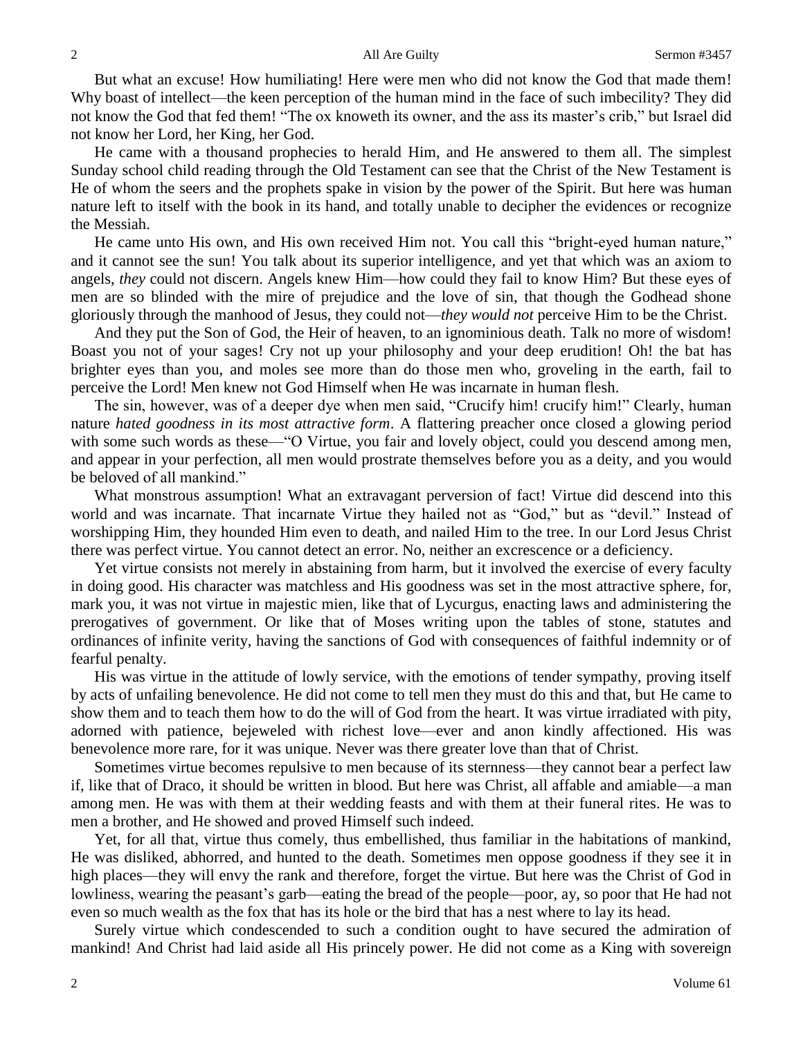But what an excuse! How humiliating! Here were men who did not know the God that made them! Why boast of intellect—the keen perception of the human mind in the face of such imbecility? They did not know the God that fed them! "The ox knoweth its owner, and the ass its master's crib," but Israel did not know her Lord, her King, her God.

He came with a thousand prophecies to herald Him, and He answered to them all. The simplest Sunday school child reading through the Old Testament can see that the Christ of the New Testament is He of whom the seers and the prophets spake in vision by the power of the Spirit. But here was human nature left to itself with the book in its hand, and totally unable to decipher the evidences or recognize the Messiah.

He came unto His own, and His own received Him not. You call this "bright-eyed human nature," and it cannot see the sun! You talk about its superior intelligence, and yet that which was an axiom to angels, *they* could not discern. Angels knew Him—how could they fail to know Him? But these eyes of men are so blinded with the mire of prejudice and the love of sin, that though the Godhead shone gloriously through the manhood of Jesus, they could not—*they would not* perceive Him to be the Christ.

And they put the Son of God, the Heir of heaven, to an ignominious death. Talk no more of wisdom! Boast you not of your sages! Cry not up your philosophy and your deep erudition! Oh! the bat has brighter eyes than you, and moles see more than do those men who, groveling in the earth, fail to perceive the Lord! Men knew not God Himself when He was incarnate in human flesh.

The sin, however, was of a deeper dye when men said, "Crucify him! crucify him!" Clearly, human nature *hated goodness in its most attractive form*. A flattering preacher once closed a glowing period with some such words as these—"O Virtue, you fair and lovely object, could you descend among men, and appear in your perfection, all men would prostrate themselves before you as a deity, and you would be beloved of all mankind."

What monstrous assumption! What an extravagant perversion of fact! Virtue did descend into this world and was incarnate. That incarnate Virtue they hailed not as "God," but as "devil." Instead of worshipping Him, they hounded Him even to death, and nailed Him to the tree. In our Lord Jesus Christ there was perfect virtue. You cannot detect an error. No, neither an excrescence or a deficiency.

Yet virtue consists not merely in abstaining from harm, but it involved the exercise of every faculty in doing good. His character was matchless and His goodness was set in the most attractive sphere, for, mark you, it was not virtue in majestic mien, like that of Lycurgus, enacting laws and administering the prerogatives of government. Or like that of Moses writing upon the tables of stone, statutes and ordinances of infinite verity, having the sanctions of God with consequences of faithful indemnity or of fearful penalty.

His was virtue in the attitude of lowly service, with the emotions of tender sympathy, proving itself by acts of unfailing benevolence. He did not come to tell men they must do this and that, but He came to show them and to teach them how to do the will of God from the heart. It was virtue irradiated with pity, adorned with patience, bejeweled with richest love—ever and anon kindly affectioned. His was benevolence more rare, for it was unique. Never was there greater love than that of Christ.

Sometimes virtue becomes repulsive to men because of its sternness—they cannot bear a perfect law if, like that of Draco, it should be written in blood. But here was Christ, all affable and amiable—a man among men. He was with them at their wedding feasts and with them at their funeral rites. He was to men a brother, and He showed and proved Himself such indeed.

Yet, for all that, virtue thus comely, thus embellished, thus familiar in the habitations of mankind, He was disliked, abhorred, and hunted to the death. Sometimes men oppose goodness if they see it in high places—they will envy the rank and therefore, forget the virtue. But here was the Christ of God in lowliness, wearing the peasant's garb—eating the bread of the people—poor, ay, so poor that He had not even so much wealth as the fox that has its hole or the bird that has a nest where to lay its head.

Surely virtue which condescended to such a condition ought to have secured the admiration of mankind! And Christ had laid aside all His princely power. He did not come as a King with sovereign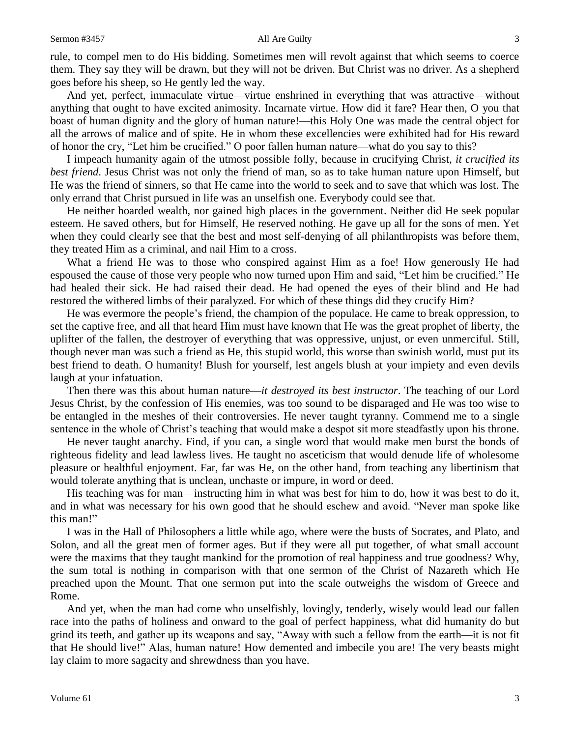rule, to compel men to do His bidding. Sometimes men will revolt against that which seems to coerce them. They say they will be drawn, but they will not be driven. But Christ was no driver. As a shepherd goes before his sheep, so He gently led the way.

And yet, perfect, immaculate virtue—virtue enshrined in everything that was attractive—without anything that ought to have excited animosity. Incarnate virtue. How did it fare? Hear then, O you that boast of human dignity and the glory of human nature!—this Holy One was made the central object for all the arrows of malice and of spite. He in whom these excellencies were exhibited had for His reward of honor the cry, "Let him be crucified." O poor fallen human nature—what do you say to this?

I impeach humanity again of the utmost possible folly, because in crucifying Christ, *it crucified its best friend*. Jesus Christ was not only the friend of man, so as to take human nature upon Himself, but He was the friend of sinners, so that He came into the world to seek and to save that which was lost. The only errand that Christ pursued in life was an unselfish one. Everybody could see that.

He neither hoarded wealth, nor gained high places in the government. Neither did He seek popular esteem. He saved others, but for Himself, He reserved nothing. He gave up all for the sons of men. Yet when they could clearly see that the best and most self-denying of all philanthropists was before them, they treated Him as a criminal, and nail Him to a cross.

What a friend He was to those who conspired against Him as a foe! How generously He had espoused the cause of those very people who now turned upon Him and said, "Let him be crucified." He had healed their sick. He had raised their dead. He had opened the eyes of their blind and He had restored the withered limbs of their paralyzed. For which of these things did they crucify Him?

He was evermore the people's friend, the champion of the populace. He came to break oppression, to set the captive free, and all that heard Him must have known that He was the great prophet of liberty, the uplifter of the fallen, the destroyer of everything that was oppressive, unjust, or even unmerciful. Still, though never man was such a friend as He, this stupid world, this worse than swinish world, must put its best friend to death. O humanity! Blush for yourself, lest angels blush at your impiety and even devils laugh at your infatuation.

Then there was this about human nature—*it destroyed its best instructor*. The teaching of our Lord Jesus Christ, by the confession of His enemies, was too sound to be disparaged and He was too wise to be entangled in the meshes of their controversies. He never taught tyranny. Commend me to a single sentence in the whole of Christ's teaching that would make a despot sit more steadfastly upon his throne.

He never taught anarchy. Find, if you can, a single word that would make men burst the bonds of righteous fidelity and lead lawless lives. He taught no asceticism that would denude life of wholesome pleasure or healthful enjoyment. Far, far was He, on the other hand, from teaching any libertinism that would tolerate anything that is unclean, unchaste or impure, in word or deed.

His teaching was for man—instructing him in what was best for him to do, how it was best to do it, and in what was necessary for his own good that he should eschew and avoid. "Never man spoke like this man!"

I was in the Hall of Philosophers a little while ago, where were the busts of Socrates, and Plato, and Solon, and all the great men of former ages. But if they were all put together, of what small account were the maxims that they taught mankind for the promotion of real happiness and true goodness? Why, the sum total is nothing in comparison with that one sermon of the Christ of Nazareth which He preached upon the Mount. That one sermon put into the scale outweighs the wisdom of Greece and Rome.

And yet, when the man had come who unselfishly, lovingly, tenderly, wisely would lead our fallen race into the paths of holiness and onward to the goal of perfect happiness, what did humanity do but grind its teeth, and gather up its weapons and say, "Away with such a fellow from the earth—it is not fit that He should live!" Alas, human nature! How demented and imbecile you are! The very beasts might lay claim to more sagacity and shrewdness than you have.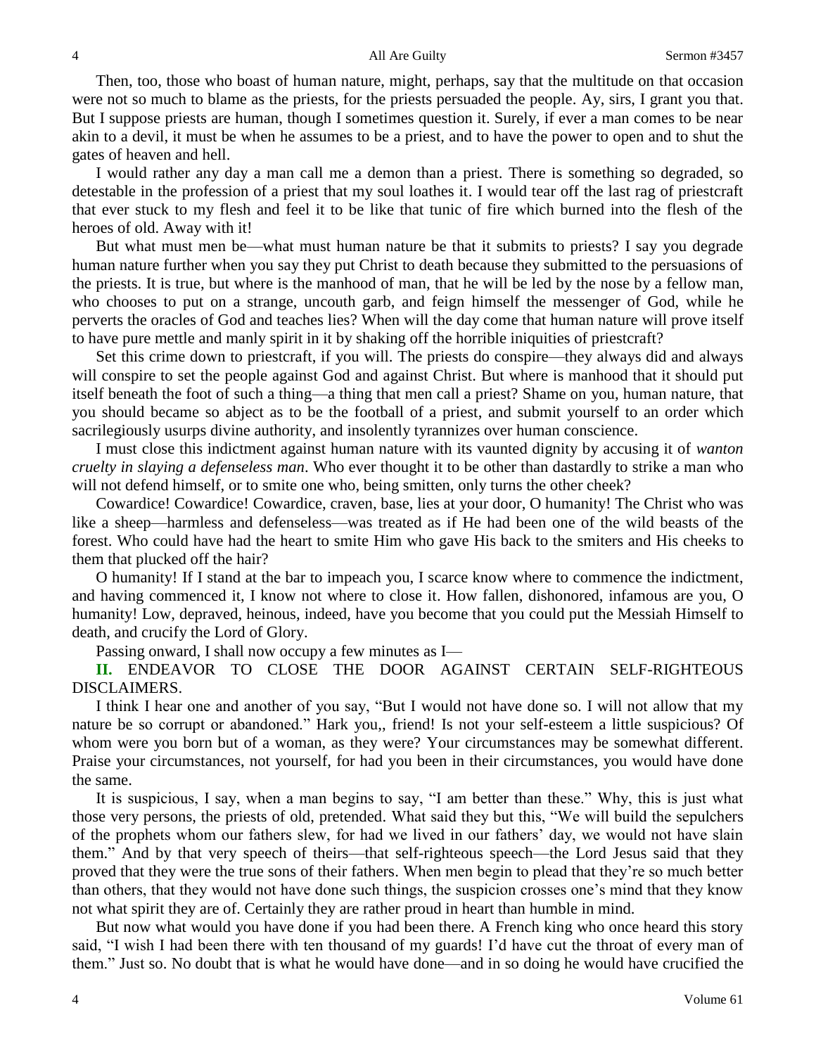Then, too, those who boast of human nature, might, perhaps, say that the multitude on that occasion were not so much to blame as the priests, for the priests persuaded the people. Ay, sirs, I grant you that. But I suppose priests are human, though I sometimes question it. Surely, if ever a man comes to be near akin to a devil, it must be when he assumes to be a priest, and to have the power to open and to shut the gates of heaven and hell.

I would rather any day a man call me a demon than a priest. There is something so degraded, so detestable in the profession of a priest that my soul loathes it. I would tear off the last rag of priestcraft that ever stuck to my flesh and feel it to be like that tunic of fire which burned into the flesh of the heroes of old. Away with it!

But what must men be—what must human nature be that it submits to priests? I say you degrade human nature further when you say they put Christ to death because they submitted to the persuasions of the priests. It is true, but where is the manhood of man, that he will be led by the nose by a fellow man, who chooses to put on a strange, uncouth garb, and feign himself the messenger of God, while he perverts the oracles of God and teaches lies? When will the day come that human nature will prove itself to have pure mettle and manly spirit in it by shaking off the horrible iniquities of priestcraft?

Set this crime down to priestcraft, if you will. The priests do conspire—they always did and always will conspire to set the people against God and against Christ. But where is manhood that it should put itself beneath the foot of such a thing—a thing that men call a priest? Shame on you, human nature, that you should became so abject as to be the football of a priest, and submit yourself to an order which sacrilegiously usurps divine authority, and insolently tyrannizes over human conscience.

I must close this indictment against human nature with its vaunted dignity by accusing it of *wanton cruelty in slaying a defenseless man*. Who ever thought it to be other than dastardly to strike a man who will not defend himself, or to smite one who, being smitten, only turns the other cheek?

Cowardice! Cowardice! Cowardice, craven, base, lies at your door, O humanity! The Christ who was like a sheep—harmless and defenseless—was treated as if He had been one of the wild beasts of the forest. Who could have had the heart to smite Him who gave His back to the smiters and His cheeks to them that plucked off the hair?

O humanity! If I stand at the bar to impeach you, I scarce know where to commence the indictment, and having commenced it, I know not where to close it. How fallen, dishonored, infamous are you, O humanity! Low, depraved, heinous, indeed, have you become that you could put the Messiah Himself to death, and crucify the Lord of Glory.

Passing onward, I shall now occupy a few minutes as I—

**II.** ENDEAVOR TO CLOSE THE DOOR AGAINST CERTAIN SELF-RIGHTEOUS DISCLAIMERS.

I think I hear one and another of you say, "But I would not have done so. I will not allow that my nature be so corrupt or abandoned." Hark you,, friend! Is not your self-esteem a little suspicious? Of whom were you born but of a woman, as they were? Your circumstances may be somewhat different. Praise your circumstances, not yourself, for had you been in their circumstances, you would have done the same.

It is suspicious, I say, when a man begins to say, "I am better than these." Why, this is just what those very persons, the priests of old, pretended. What said they but this, "We will build the sepulchers of the prophets whom our fathers slew, for had we lived in our fathers' day, we would not have slain them." And by that very speech of theirs—that self-righteous speech—the Lord Jesus said that they proved that they were the true sons of their fathers. When men begin to plead that they're so much better than others, that they would not have done such things, the suspicion crosses one's mind that they know not what spirit they are of. Certainly they are rather proud in heart than humble in mind.

But now what would you have done if you had been there. A French king who once heard this story said, "I wish I had been there with ten thousand of my guards! I'd have cut the throat of every man of them." Just so. No doubt that is what he would have done—and in so doing he would have crucified the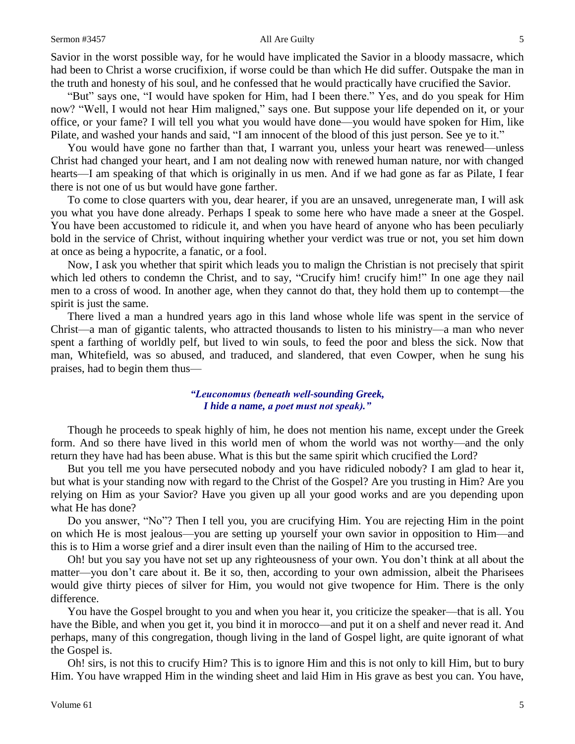Savior in the worst possible way, for he would have implicated the Savior in a bloody massacre, which had been to Christ a worse crucifixion, if worse could be than which He did suffer. Outspake the man in the truth and honesty of his soul, and he confessed that he would practically have crucified the Savior.

"But" says one, "I would have spoken for Him, had I been there." Yes, and do you speak for Him now? "Well, I would not hear Him maligned," says one. But suppose your life depended on it, or your office, or your fame? I will tell you what you would have done—you would have spoken for Him, like Pilate, and washed your hands and said, "I am innocent of the blood of this just person. See ye to it."

You would have gone no farther than that, I warrant you, unless your heart was renewed—unless Christ had changed your heart, and I am not dealing now with renewed human nature, nor with changed hearts—I am speaking of that which is originally in us men. And if we had gone as far as Pilate, I fear there is not one of us but would have gone farther.

To come to close quarters with you, dear hearer, if you are an unsaved, unregenerate man, I will ask you what you have done already. Perhaps I speak to some here who have made a sneer at the Gospel. You have been accustomed to ridicule it, and when you have heard of anyone who has been peculiarly bold in the service of Christ, without inquiring whether your verdict was true or not, you set him down at once as being a hypocrite, a fanatic, or a fool.

Now, I ask you whether that spirit which leads you to malign the Christian is not precisely that spirit which led others to condemn the Christ, and to say, "Crucify him! crucify him!" In one age they nail men to a cross of wood. In another age, when they cannot do that, they hold them up to contempt—the spirit is just the same.

There lived a man a hundred years ago in this land whose whole life was spent in the service of Christ—a man of gigantic talents, who attracted thousands to listen to his ministry—a man who never spent a farthing of worldly pelf, but lived to win souls, to feed the poor and bless the sick. Now that man, Whitefield, was so abused, and traduced, and slandered, that even Cowper, when he sung his praises, had to begin them thus—

> ***"Leuconomus (beneath well-sounding Greek,***
> ***I hide a name, a poet must not speak)."***

Though he proceeds to speak highly of him, he does not mention his name, except under the Greek form. And so there have lived in this world men of whom the world was not worthy—and the only return they have had has been abuse. What is this but the same spirit which crucified the Lord?

But you tell me you have persecuted nobody and you have ridiculed nobody? I am glad to hear it, but what is your standing now with regard to the Christ of the Gospel? Are you trusting in Him? Are you relying on Him as your Savior? Have you given up all your good works and are you depending upon what He has done?

Do you answer, "No"? Then I tell you, you are crucifying Him. You are rejecting Him in the point on which He is most jealous—you are setting up yourself your own savior in opposition to Him—and this is to Him a worse grief and a direr insult even than the nailing of Him to the accursed tree.

Oh! but you say you have not set up any righteousness of your own. You don't think at all about the matter—you don't care about it. Be it so, then, according to your own admission, albeit the Pharisees would give thirty pieces of silver for Him, you would not give twopence for Him. There is the only difference.

You have the Gospel brought to you and when you hear it, you criticize the speaker—that is all. You have the Bible, and when you get it, you bind it in morocco—and put it on a shelf and never read it. And perhaps, many of this congregation, though living in the land of Gospel light, are quite ignorant of what the Gospel is.

Oh! sirs, is not this to crucify Him? This is to ignore Him and this is not only to kill Him, but to bury Him. You have wrapped Him in the winding sheet and laid Him in His grave as best you can. You have,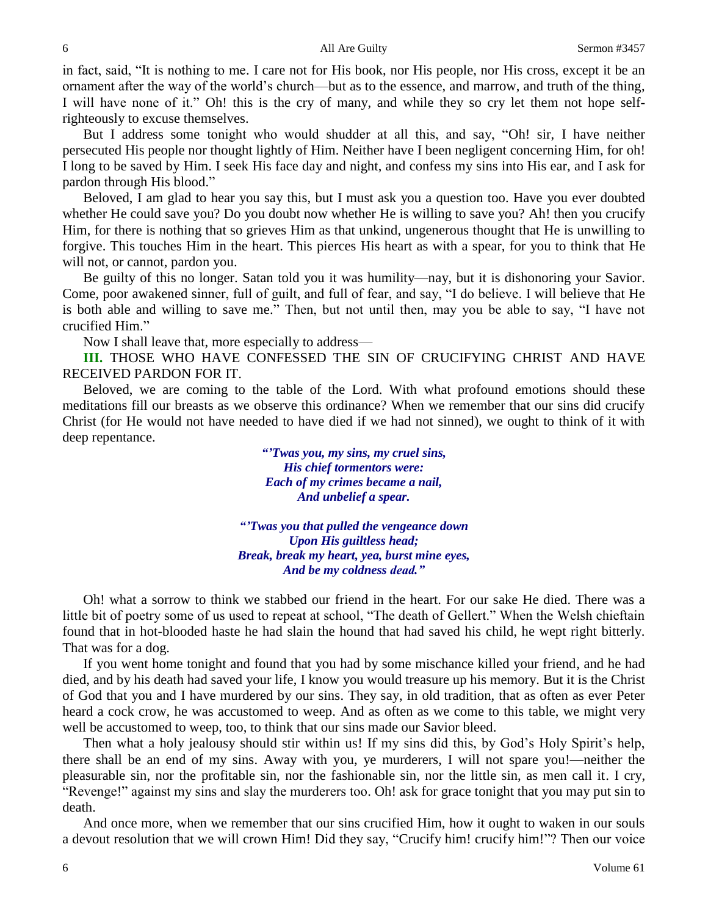in fact, said, "It is nothing to me. I care not for His book, nor His people, nor His cross, except it be an ornament after the way of the world's church—but as to the essence, and marrow, and truth of the thing, I will have none of it." Oh! this is the cry of many, and while they so cry let them not hope self-righteously to excuse themselves.

But I address some tonight who would shudder at all this, and say, "Oh! sir, I have neither persecuted His people nor thought lightly of Him. Neither have I been negligent concerning Him, for oh! I long to be saved by Him. I seek His face day and night, and confess my sins into His ear, and I ask for pardon through His blood."

Beloved, I am glad to hear you say this, but I must ask you a question too. Have you ever doubted whether He could save you? Do you doubt now whether He is willing to save you? Ah! then you crucify Him, for there is nothing that so grieves Him as that unkind, ungenerous thought that He is unwilling to forgive. This touches Him in the heart. This pierces His heart as with a spear, for you to think that He will not, or cannot, pardon you.

Be guilty of this no longer. Satan told you it was humility—nay, but it is dishonoring your Savior. Come, poor awakened sinner, full of guilt, and full of fear, and say, "I do believe. I will believe that He is both able and willing to save me." Then, but not until then, may you be able to say, "I have not crucified Him."

Now I shall leave that, more especially to address—

**III.** THOSE WHO HAVE CONFESSED THE SIN OF CRUCIFYING CHRIST AND HAVE RECEIVED PARDON FOR IT.

Beloved, we are coming to the table of the Lord. With what profound emotions should these meditations fill our breasts as we observe this ordinance? When we remember that our sins did crucify Christ (for He would not have needed to have died if we had not sinned), we ought to think of it with deep repentance.

> ***"'Twas you, my sins, my cruel sins,***
> ***His chief tormentors were:***
> ***Each of my crimes became a nail,***
> ***And unbelief a spear.***
>
> ***"'Twas you that pulled the vengeance down***
> ***Upon His guiltless head;***
> ***Break, break my heart, yea, burst mine eyes,***
> ***And be my coldness dead."***

Oh! what a sorrow to think we stabbed our friend in the heart. For our sake He died. There was a little bit of poetry some of us used to repeat at school, "The death of Gellert." When the Welsh chieftain found that in hot-blooded haste he had slain the hound that had saved his child, he wept right bitterly. That was for a dog.

If you went home tonight and found that you had by some mischance killed your friend, and he had died, and by his death had saved your life, I know you would treasure up his memory. But it is the Christ of God that you and I have murdered by our sins. They say, in old tradition, that as often as ever Peter heard a cock crow, he was accustomed to weep. And as often as we come to this table, we might very well be accustomed to weep, too, to think that our sins made our Savior bleed.

Then what a holy jealousy should stir within us! If my sins did this, by God's Holy Spirit's help, there shall be an end of my sins. Away with you, ye murderers, I will not spare you!—neither the pleasurable sin, nor the profitable sin, nor the fashionable sin, nor the little sin, as men call it. I cry, "Revenge!" against my sins and slay the murderers too. Oh! ask for grace tonight that you may put sin to death.

And once more, when we remember that our sins crucified Him, how it ought to waken in our souls a devout resolution that we will crown Him! Did they say, "Crucify him! crucify him!"? Then our voice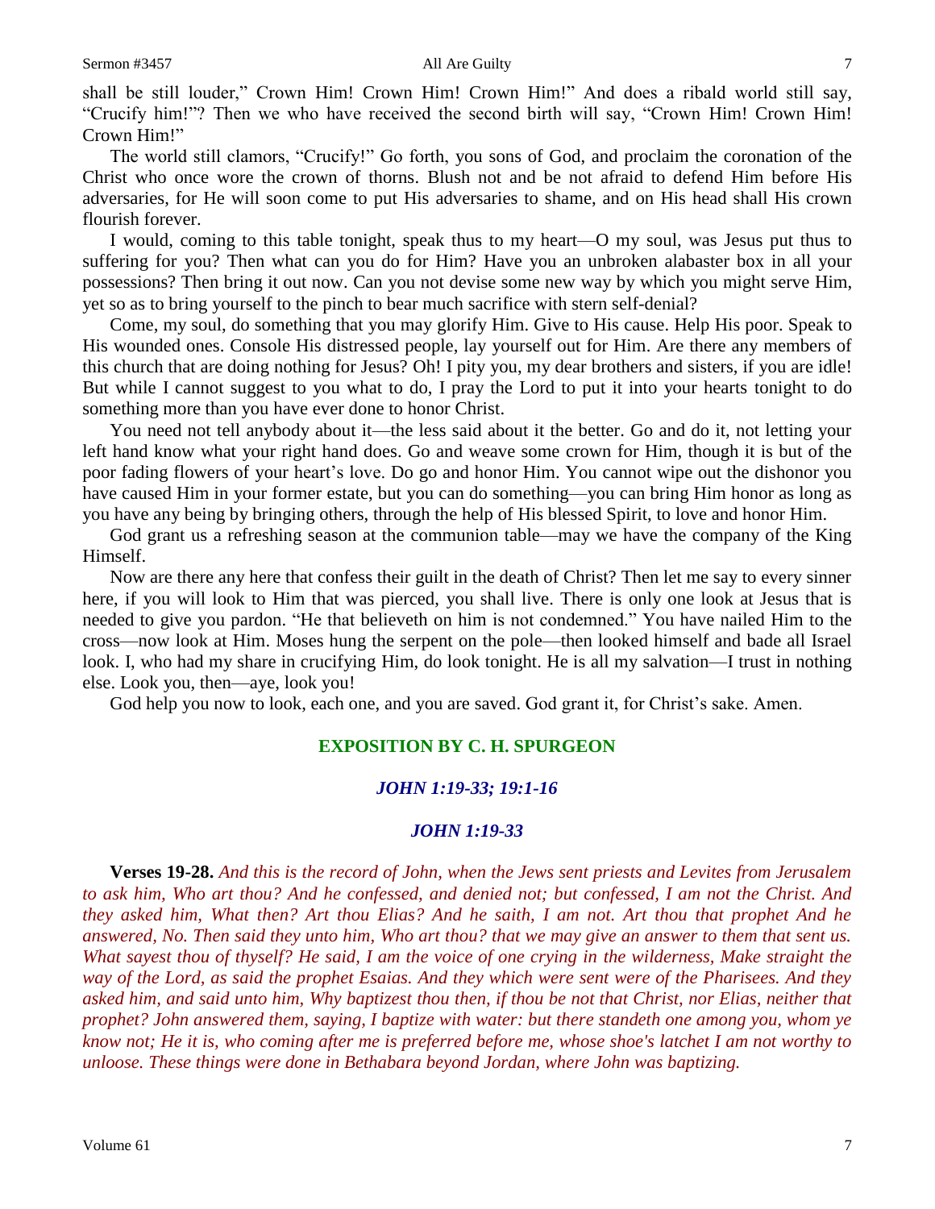shall be still louder," Crown Him! Crown Him! Crown Him!" And does a ribald world still say, "Crucify him!"? Then we who have received the second birth will say, "Crown Him! Crown Him! Crown Him!"

The world still clamors, "Crucify!" Go forth, you sons of God, and proclaim the coronation of the Christ who once wore the crown of thorns. Blush not and be not afraid to defend Him before His adversaries, for He will soon come to put His adversaries to shame, and on His head shall His crown flourish forever.

I would, coming to this table tonight, speak thus to my heart—O my soul, was Jesus put thus to suffering for you? Then what can you do for Him? Have you an unbroken alabaster box in all your possessions? Then bring it out now. Can you not devise some new way by which you might serve Him, yet so as to bring yourself to the pinch to bear much sacrifice with stern self-denial?

Come, my soul, do something that you may glorify Him. Give to His cause. Help His poor. Speak to His wounded ones. Console His distressed people, lay yourself out for Him. Are there any members of this church that are doing nothing for Jesus? Oh! I pity you, my dear brothers and sisters, if you are idle! But while I cannot suggest to you what to do, I pray the Lord to put it into your hearts tonight to do something more than you have ever done to honor Christ.

You need not tell anybody about it—the less said about it the better. Go and do it, not letting your left hand know what your right hand does. Go and weave some crown for Him, though it is but of the poor fading flowers of your heart's love. Do go and honor Him. You cannot wipe out the dishonor you have caused Him in your former estate, but you can do something—you can bring Him honor as long as you have any being by bringing others, through the help of His blessed Spirit, to love and honor Him.

God grant us a refreshing season at the communion table—may we have the company of the King Himself.

Now are there any here that confess their guilt in the death of Christ? Then let me say to every sinner here, if you will look to Him that was pierced, you shall live. There is only one look at Jesus that is needed to give you pardon. "He that believeth on him is not condemned." You have nailed Him to the cross—now look at Him. Moses hung the serpent on the pole—then looked himself and bade all Israel look. I, who had my share in crucifying Him, do look tonight. He is all my salvation—I trust in nothing else. Look you, then—aye, look you!

God help you now to look, each one, and you are saved. God grant it, for Christ's sake. Amen.

## EXPOSITION BY C. H. SPURGEON

### *JOHN 1:19-33; 19:1-16*

### *JOHN 1:19-33*

**Verses 19-28.** *And this is the record of John, when the Jews sent priests and Levites from Jerusalem to ask him, Who art thou? And he confessed, and denied not; but confessed, I am not the Christ. And they asked him, What then? Art thou Elias? And he saith, I am not. Art thou that prophet And he answered, No. Then said they unto him, Who art thou? that we may give an answer to them that sent us. What sayest thou of thyself? He said, I am the voice of one crying in the wilderness, Make straight the way of the Lord, as said the prophet Esaias. And they which were sent were of the Pharisees. And they asked him, and said unto him, Why baptizest thou then, if thou be not that Christ, nor Elias, neither that prophet? John answered them, saying, I baptize with water: but there standeth one among you, whom ye know not; He it is, who coming after me is preferred before me, whose shoe's latchet I am not worthy to unloose. These things were done in Bethabara beyond Jordan, where John was baptizing.*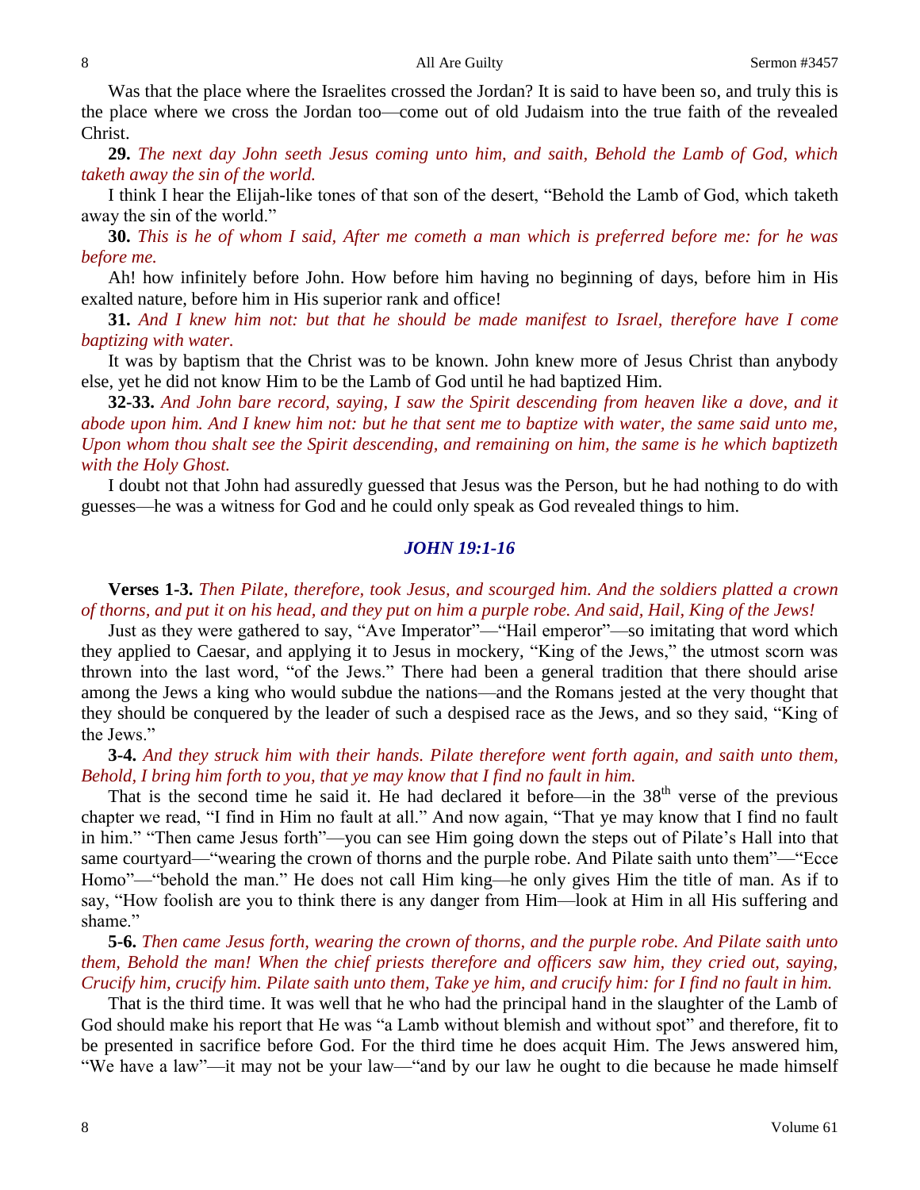Was that the place where the Israelites crossed the Jordan? It is said to have been so, and truly this is the place where we cross the Jordan too—come out of old Judaism into the true faith of the revealed Christ.

**29.** *The next day John seeth Jesus coming unto him, and saith, Behold the Lamb of God, which taketh away the sin of the world.*

I think I hear the Elijah-like tones of that son of the desert, "Behold the Lamb of God, which taketh away the sin of the world."

**30.** *This is he of whom I said, After me cometh a man which is preferred before me: for he was before me.*

Ah! how infinitely before John. How before him having no beginning of days, before him in His exalted nature, before him in His superior rank and office!

**31.** *And I knew him not: but that he should be made manifest to Israel, therefore have I come baptizing with water.*

It was by baptism that the Christ was to be known. John knew more of Jesus Christ than anybody else, yet he did not know Him to be the Lamb of God until he had baptized Him.

**32-33.** *And John bare record, saying, I saw the Spirit descending from heaven like a dove, and it abode upon him. And I knew him not: but he that sent me to baptize with water, the same said unto me, Upon whom thou shalt see the Spirit descending, and remaining on him, the same is he which baptizeth with the Holy Ghost.*

I doubt not that John had assuredly guessed that Jesus was the Person, but he had nothing to do with guesses—he was a witness for God and he could only speak as God revealed things to him.

## *JOHN 19:1-16*

**Verses 1-3.** *Then Pilate, therefore, took Jesus, and scourged him. And the soldiers platted a crown of thorns, and put it on his head, and they put on him a purple robe. And said, Hail, King of the Jews!*

Just as they were gathered to say, "Ave Imperator"—"Hail emperor"—so imitating that word which they applied to Caesar, and applying it to Jesus in mockery, "King of the Jews," the utmost scorn was thrown into the last word, "of the Jews." There had been a general tradition that there should arise among the Jews a king who would subdue the nations—and the Romans jested at the very thought that they should be conquered by the leader of such a despised race as the Jews, and so they said, "King of the Jews."

**3-4.** *And they struck him with their hands. Pilate therefore went forth again, and saith unto them, Behold, I bring him forth to you, that ye may know that I find no fault in him.*

That is the second time he said it. He had declared it before—in the 38th verse of the previous chapter we read, "I find in Him no fault at all." And now again, "That ye may know that I find no fault in him." "Then came Jesus forth"—you can see Him going down the steps out of Pilate's Hall into that same courtyard—"wearing the crown of thorns and the purple robe. And Pilate saith unto them"—"Ecce Homo"—"behold the man." He does not call Him king—he only gives Him the title of man. As if to say, "How foolish are you to think there is any danger from Him—look at Him in all His suffering and shame."

**5-6.** *Then came Jesus forth, wearing the crown of thorns, and the purple robe. And Pilate saith unto them, Behold the man! When the chief priests therefore and officers saw him, they cried out, saying, Crucify him, crucify him. Pilate saith unto them, Take ye him, and crucify him: for I find no fault in him.*

That is the third time. It was well that he who had the principal hand in the slaughter of the Lamb of God should make his report that He was "a Lamb without blemish and without spot" and therefore, fit to be presented in sacrifice before God. For the third time he does acquit Him. The Jews answered him, "We have a law"—it may not be your law—"and by our law he ought to die because he made himself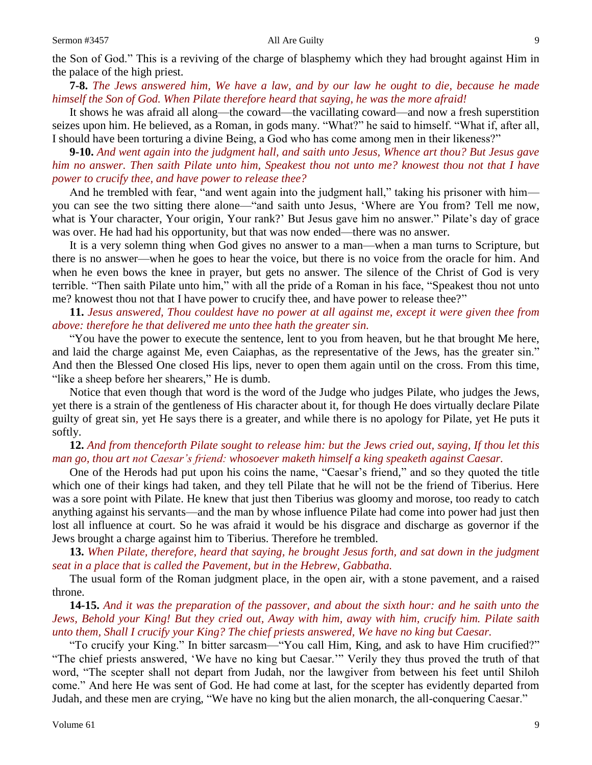the Son of God." This is a reviving of the charge of blasphemy which they had brought against Him in the palace of the high priest.

**7-8.** *The Jews answered him, We have a law, and by our law he ought to die, because he made himself the Son of God. When Pilate therefore heard that saying, he was the more afraid!*

It shows he was afraid all along—the coward—the vacillating coward—and now a fresh superstition seizes upon him. He believed, as a Roman, in gods many. "What?" he said to himself. "What if, after all, I should have been torturing a divine Being, a God who has come among men in their likeness?"

**9-10.** *And went again into the judgment hall, and saith unto Jesus, Whence art thou? But Jesus gave him no answer. Then saith Pilate unto him, Speakest thou not unto me? knowest thou not that I have power to crucify thee, and have power to release thee?*

And he trembled with fear, "and went again into the judgment hall," taking his prisoner with him—you can see the two sitting there alone—"and saith unto Jesus, 'Where are You from? Tell me now, what is Your character, Your origin, Your rank?' But Jesus gave him no answer." Pilate's day of grace was over. He had had his opportunity, but that was now ended—there was no answer.

It is a very solemn thing when God gives no answer to a man—when a man turns to Scripture, but there is no answer—when he goes to hear the voice, but there is no voice from the oracle for him. And when he even bows the knee in prayer, but gets no answer. The silence of the Christ of God is very terrible. "Then saith Pilate unto him," with all the pride of a Roman in his face, "Speakest thou not unto me? knowest thou not that I have power to crucify thee, and have power to release thee?"

**11.** *Jesus answered, Thou couldest have no power at all against me, except it were given thee from above: therefore he that delivered me unto thee hath the greater sin.*

"You have the power to execute the sentence, lent to you from heaven, but he that brought Me here, and laid the charge against Me, even Caiaphas, as the representative of the Jews, has the greater sin." And then the Blessed One closed His lips, never to open them again until on the cross. From this time, "like a sheep before her shearers," He is dumb.

Notice that even though that word is the word of the Judge who judges Pilate, who judges the Jews, yet there is a strain of the gentleness of His character about it, for though He does virtually declare Pilate guilty of great sin, yet He says there is a greater, and while there is no apology for Pilate, yet He puts it softly.

**12.** *And from thenceforth Pilate sought to release him: but the Jews cried out, saying, If thou let this man go, thou art not Caesar's friend: whosoever maketh himself a king speaketh against Caesar.*

One of the Herods had put upon his coins the name, "Caesar's friend," and so they quoted the title which one of their kings had taken, and they tell Pilate that he will not be the friend of Tiberius. Here was a sore point with Pilate. He knew that just then Tiberius was gloomy and morose, too ready to catch anything against his servants—and the man by whose influence Pilate had come into power had just then lost all influence at court. So he was afraid it would be his disgrace and discharge as governor if the Jews brought a charge against him to Tiberius. Therefore he trembled.

**13.** *When Pilate, therefore, heard that saying, he brought Jesus forth, and sat down in the judgment seat in a place that is called the Pavement, but in the Hebrew, Gabbatha.*

The usual form of the Roman judgment place, in the open air, with a stone pavement, and a raised throne.

**14-15.** *And it was the preparation of the passover, and about the sixth hour: and he saith unto the Jews, Behold your King! But they cried out, Away with him, away with him, crucify him. Pilate saith unto them, Shall I crucify your King? The chief priests answered, We have no king but Caesar.*

"To crucify your King." In bitter sarcasm—"You call Him, King, and ask to have Him crucified?" "The chief priests answered, 'We have no king but Caesar.'" Verily they thus proved the truth of that word, "The scepter shall not depart from Judah, nor the lawgiver from between his feet until Shiloh come." And here He was sent of God. He had come at last, for the scepter has evidently departed from Judah, and these men are crying, "We have no king but the alien monarch, the all-conquering Caesar."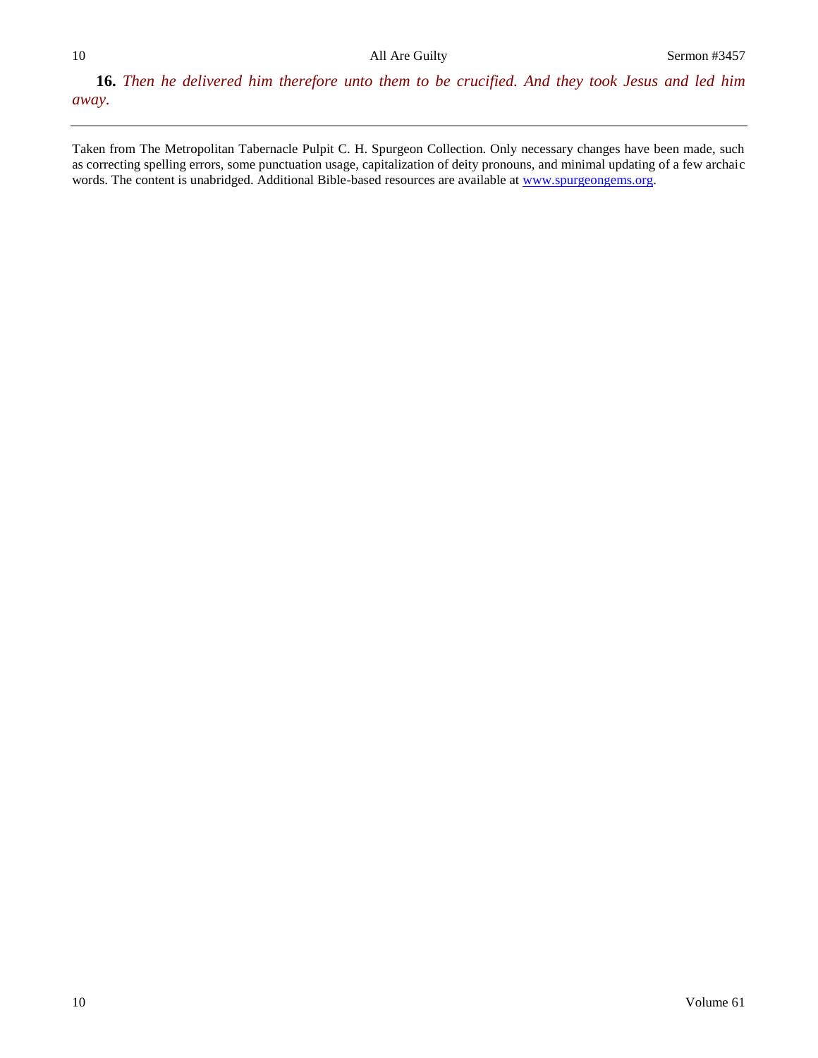**16.** *Then he delivered him therefore unto them to be crucified. And they took Jesus and led him away.*

---

Taken from The Metropolitan Tabernacle Pulpit C. H. Spurgeon Collection. Only necessary changes have been made, such as correcting spelling errors, some punctuation usage, capitalization of deity pronouns, and minimal updating of a few archaic words. The content is unabridged. Additional Bible-based resources are available at [www.spurgeongems.org](http://www.spurgeongems.org).